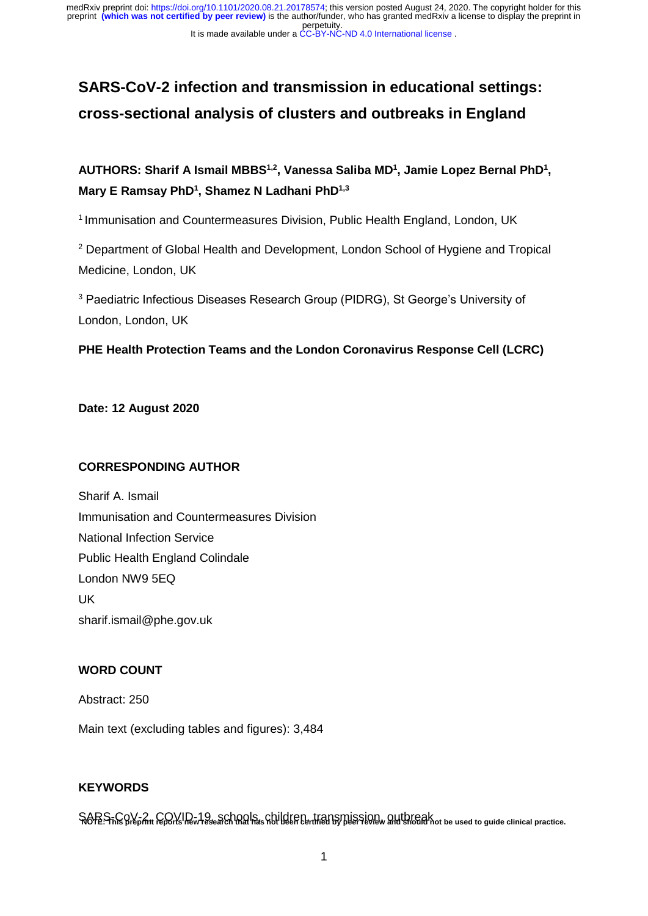# SARS-CoV-2 infection and transmission in educational settings: cross-sectional analysis of clusters and outbreaks in England

**AUTHORS: Sharif A Ismail MBBS[1,2], Vanessa Saliba MD[1], Jamie Lopez Bernal PhD[1], Mary E Ramsay PhD[1], Shamez N Ladhani PhD[1,3]**

[1] Immunisation and Countermeasures Division, Public Health England, London, UK

[2] Department of Global Health and Development, London School of Hygiene and Tropical Medicine, London, UK

[3] Paediatric Infectious Diseases Research Group (PIDRG), St George's University of London, London, UK

**PHE Health Protection Teams and the London Coronavirus Response Cell (LCRC)**

**Date: 12 August 2020**

**CORRESPONDING AUTHOR**

Sharif A. Ismail
Immunisation and Countermeasures Division
National Infection Service
Public Health England Colindale
London NW9 5EQ
UK
sharif.ismail@phe.gov.uk

**WORD COUNT**

Abstract: 250

Main text (excluding tables and figures): 3,484

**KEYWORDS**

SARS-CoV-2, COVID-19, schools, children, transmission, outbreak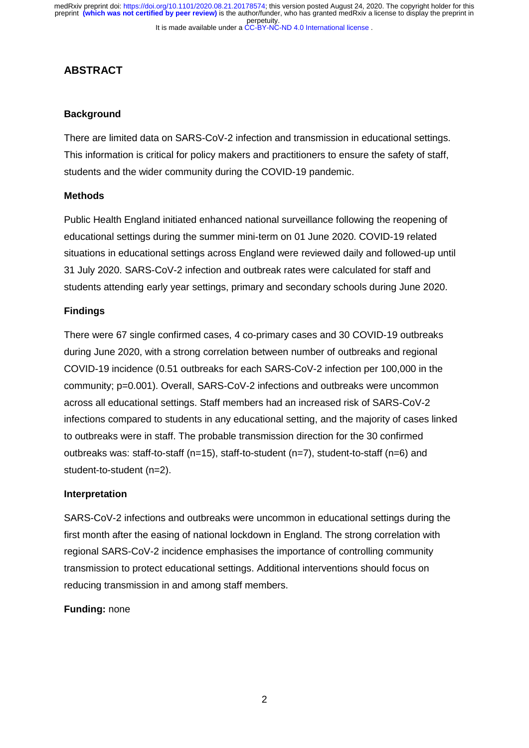## ABSTRACT

### Background

There are limited data on SARS-CoV-2 infection and transmission in educational settings. This information is critical for policy makers and practitioners to ensure the safety of staff, students and the wider community during the COVID-19 pandemic.

### Methods

Public Health England initiated enhanced national surveillance following the reopening of educational settings during the summer mini-term on 01 June 2020. COVID-19 related situations in educational settings across England were reviewed daily and followed-up until 31 July 2020. SARS-CoV-2 infection and outbreak rates were calculated for staff and students attending early year settings, primary and secondary schools during June 2020.

### Findings

There were 67 single confirmed cases, 4 co-primary cases and 30 COVID-19 outbreaks during June 2020, with a strong correlation between number of outbreaks and regional COVID-19 incidence (0.51 outbreaks for each SARS-CoV-2 infection per 100,000 in the community; p=0.001). Overall, SARS-CoV-2 infections and outbreaks were uncommon across all educational settings. Staff members had an increased risk of SARS-CoV-2 infections compared to students in any educational setting, and the majority of cases linked to outbreaks were in staff. The probable transmission direction for the 30 confirmed outbreaks was: staff-to-staff (n=15), staff-to-student (n=7), student-to-staff (n=6) and student-to-student (n=2).

### Interpretation

SARS-CoV-2 infections and outbreaks were uncommon in educational settings during the first month after the easing of national lockdown in England. The strong correlation with regional SARS-CoV-2 incidence emphasises the importance of controlling community transmission to protect educational settings. Additional interventions should focus on reducing transmission in and among staff members.

**Funding:** none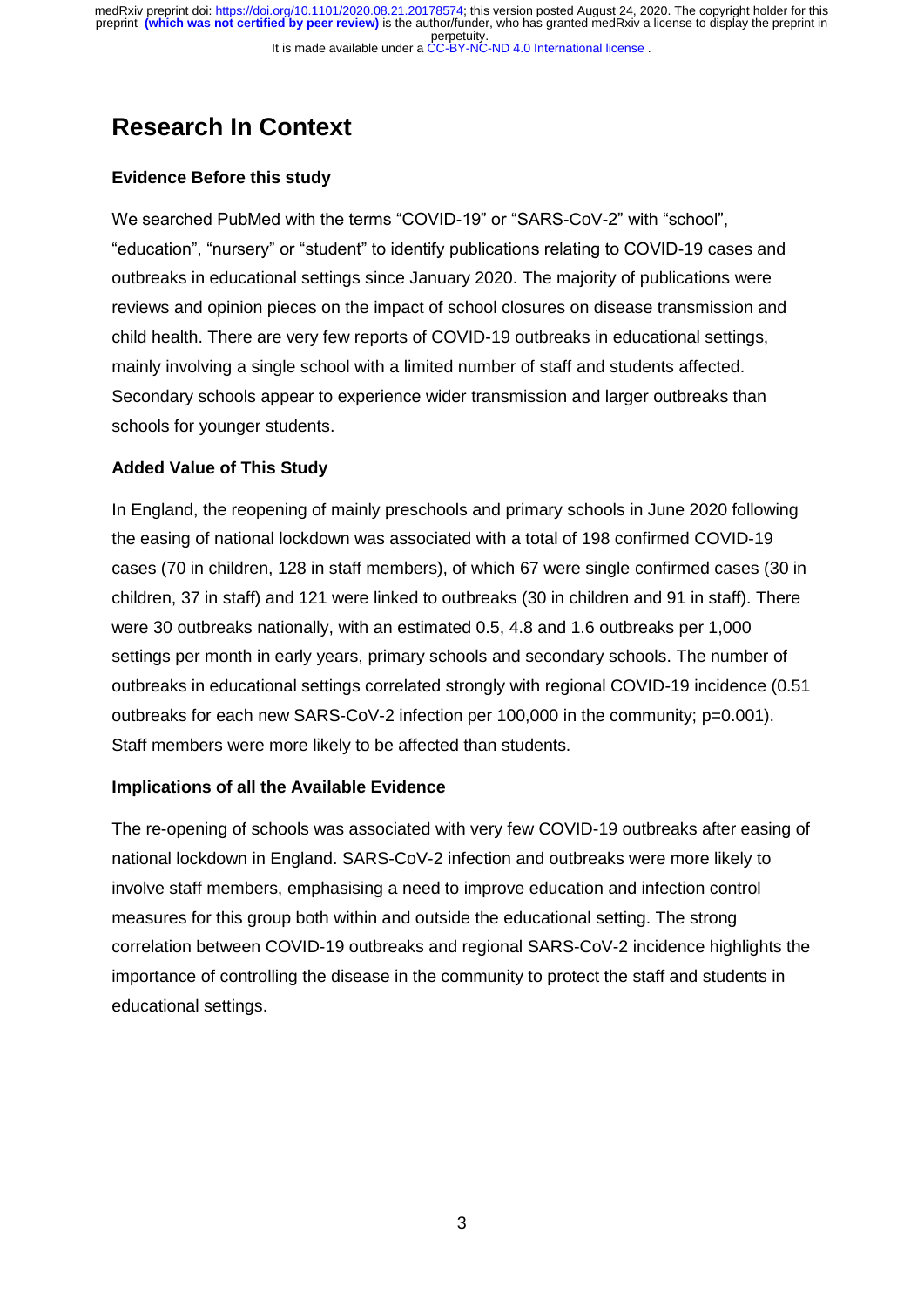# Research In Context

### Evidence Before this study

We searched PubMed with the terms "COVID-19" or "SARS-CoV-2" with "school", "education", "nursery" or "student" to identify publications relating to COVID-19 cases and outbreaks in educational settings since January 2020. The majority of publications were reviews and opinion pieces on the impact of school closures on disease transmission and child health. There are very few reports of COVID-19 outbreaks in educational settings, mainly involving a single school with a limited number of staff and students affected. Secondary schools appear to experience wider transmission and larger outbreaks than schools for younger students.

### Added Value of This Study

In England, the reopening of mainly preschools and primary schools in June 2020 following the easing of national lockdown was associated with a total of 198 confirmed COVID-19 cases (70 in children, 128 in staff members), of which 67 were single confirmed cases (30 in children, 37 in staff) and 121 were linked to outbreaks (30 in children and 91 in staff). There were 30 outbreaks nationally, with an estimated 0.5, 4.8 and 1.6 outbreaks per 1,000 settings per month in early years, primary schools and secondary schools. The number of outbreaks in educational settings correlated strongly with regional COVID-19 incidence (0.51 outbreaks for each new SARS-CoV-2 infection per 100,000 in the community; $p=0.001$). Staff members were more likely to be affected than students.

### Implications of all the Available Evidence

The re-opening of schools was associated with very few COVID-19 outbreaks after easing of national lockdown in England. SARS-CoV-2 infection and outbreaks were more likely to involve staff members, emphasising a need to improve education and infection control measures for this group both within and outside the educational setting. The strong correlation between COVID-19 outbreaks and regional SARS-CoV-2 incidence highlights the importance of controlling the disease in the community to protect the staff and students in educational settings.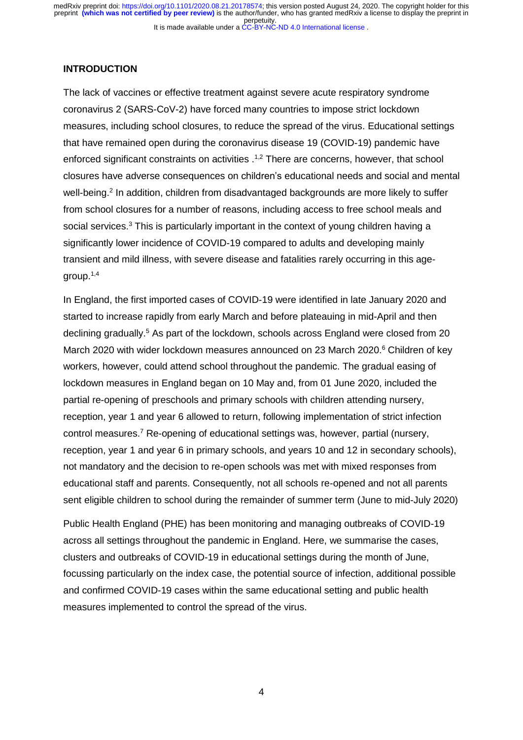## INTRODUCTION

The lack of vaccines or effective treatment against severe acute respiratory syndrome coronavirus 2 (SARS-CoV-2) have forced many countries to impose strict lockdown measures, including school closures, to reduce the spread of the virus. Educational settings that have remained open during the coronavirus disease 19 (COVID-19) pandemic have enforced significant constraints on activities .[1,2] There are concerns, however, that school closures have adverse consequences on children's educational needs and social and mental well-being.[2] In addition, children from disadvantaged backgrounds are more likely to suffer from school closures for a number of reasons, including access to free school meals and social services.[3] This is particularly important in the context of young children having a significantly lower incidence of COVID-19 compared to adults and developing mainly transient and mild illness, with severe disease and fatalities rarely occurring in this age-group.[1,4]

In England, the first imported cases of COVID-19 were identified in late January 2020 and started to increase rapidly from early March and before plateauing in mid-April and then declining gradually.[5] As part of the lockdown, schools across England were closed from 20 March 2020 with wider lockdown measures announced on 23 March 2020.[6] Children of key workers, however, could attend school throughout the pandemic. The gradual easing of lockdown measures in England began on 10 May and, from 01 June 2020, included the partial re-opening of preschools and primary schools with children attending nursery, reception, year 1 and year 6 allowed to return, following implementation of strict infection control measures.[7] Re-opening of educational settings was, however, partial (nursery, reception, year 1 and year 6 in primary schools, and years 10 and 12 in secondary schools), not mandatory and the decision to re-open schools was met with mixed responses from educational staff and parents. Consequently, not all schools re-opened and not all parents sent eligible children to school during the remainder of summer term (June to mid-July 2020)

Public Health England (PHE) has been monitoring and managing outbreaks of COVID-19 across all settings throughout the pandemic in England. Here, we summarise the cases, clusters and outbreaks of COVID-19 in educational settings during the month of June, focussing particularly on the index case, the potential source of infection, additional possible and confirmed COVID-19 cases within the same educational setting and public health measures implemented to control the spread of the virus.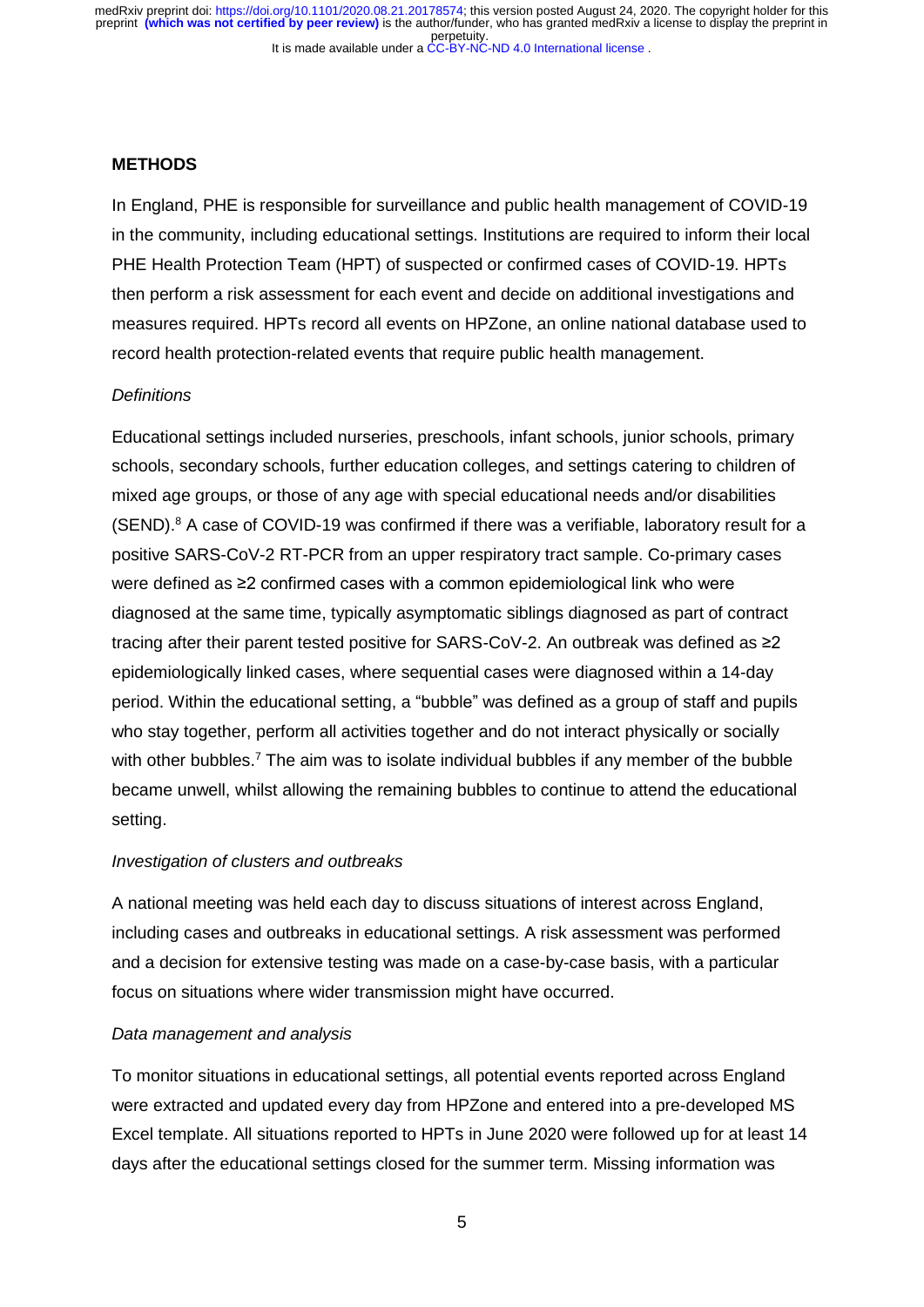## METHODS

In England, PHE is responsible for surveillance and public health management of COVID-19 in the community, including educational settings. Institutions are required to inform their local PHE Health Protection Team (HPT) of suspected or confirmed cases of COVID-19. HPTs then perform a risk assessment for each event and decide on additional investigations and measures required. HPTs record all events on HPZone, an online national database used to record health protection-related events that require public health management.

*Definitions*

Educational settings included nurseries, preschools, infant schools, junior schools, primary schools, secondary schools, further education colleges, and settings catering to children of mixed age groups, or those of any age with special educational needs and/or disabilities (SEND).[8] A case of COVID-19 was confirmed if there was a verifiable, laboratory result for a positive SARS-CoV-2 RT-PCR from an upper respiratory tract sample. Co-primary cases were defined as ≥2 confirmed cases with a common epidemiological link who were diagnosed at the same time, typically asymptomatic siblings diagnosed as part of contract tracing after their parent tested positive for SARS-CoV-2. An outbreak was defined as ≥2 epidemiologically linked cases, where sequential cases were diagnosed within a 14-day period. Within the educational setting, a "bubble" was defined as a group of staff and pupils who stay together, perform all activities together and do not interact physically or socially with other bubbles.[7] The aim was to isolate individual bubbles if any member of the bubble became unwell, whilst allowing the remaining bubbles to continue to attend the educational setting.

*Investigation of clusters and outbreaks*

A national meeting was held each day to discuss situations of interest across England, including cases and outbreaks in educational settings. A risk assessment was performed and a decision for extensive testing was made on a case-by-case basis, with a particular focus on situations where wider transmission might have occurred.

*Data management and analysis*

To monitor situations in educational settings, all potential events reported across England were extracted and updated every day from HPZone and entered into a pre-developed MS Excel template. All situations reported to HPTs in June 2020 were followed up for at least 14 days after the educational settings closed for the summer term. Missing information was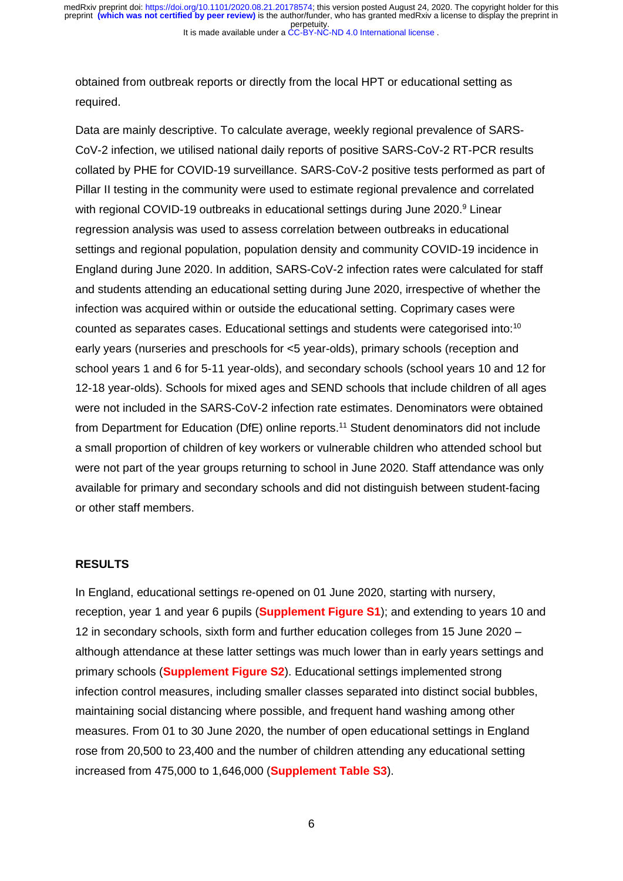obtained from outbreak reports or directly from the local HPT or educational setting as required.

Data are mainly descriptive. To calculate average, weekly regional prevalence of SARS-CoV-2 infection, we utilised national daily reports of positive SARS-CoV-2 RT-PCR results collated by PHE for COVID-19 surveillance. SARS-CoV-2 positive tests performed as part of Pillar II testing in the community were used to estimate regional prevalence and correlated with regional COVID-19 outbreaks in educational settings during June 2020.[9] Linear regression analysis was used to assess correlation between outbreaks in educational settings and regional population, population density and community COVID-19 incidence in England during June 2020. In addition, SARS-CoV-2 infection rates were calculated for staff and students attending an educational setting during June 2020, irrespective of whether the infection was acquired within or outside the educational setting. Coprimary cases were counted as separates cases. Educational settings and students were categorised into:[10] early years (nurseries and preschools for <5 year-olds), primary schools (reception and school years 1 and 6 for 5-11 year-olds), and secondary schools (school years 10 and 12 for 12-18 year-olds). Schools for mixed ages and SEND schools that include children of all ages were not included in the SARS-CoV-2 infection rate estimates. Denominators were obtained from Department for Education (DfE) online reports.[11] Student denominators did not include a small proportion of children of key workers or vulnerable children who attended school but were not part of the year groups returning to school in June 2020. Staff attendance was only available for primary and secondary schools and did not distinguish between student-facing or other staff members.

## RESULTS

In England, educational settings re-opened on 01 June 2020, starting with nursery, reception, year 1 and year 6 pupils (**Supplement Figure S1**); and extending to years 10 and 12 in secondary schools, sixth form and further education colleges from 15 June 2020 – although attendance at these latter settings was much lower than in early years settings and primary schools (**Supplement Figure S2**). Educational settings implemented strong infection control measures, including smaller classes separated into distinct social bubbles, maintaining social distancing where possible, and frequent hand washing among other measures. From 01 to 30 June 2020, the number of open educational settings in England rose from 20,500 to 23,400 and the number of children attending any educational setting increased from 475,000 to 1,646,000 (**Supplement Table S3**).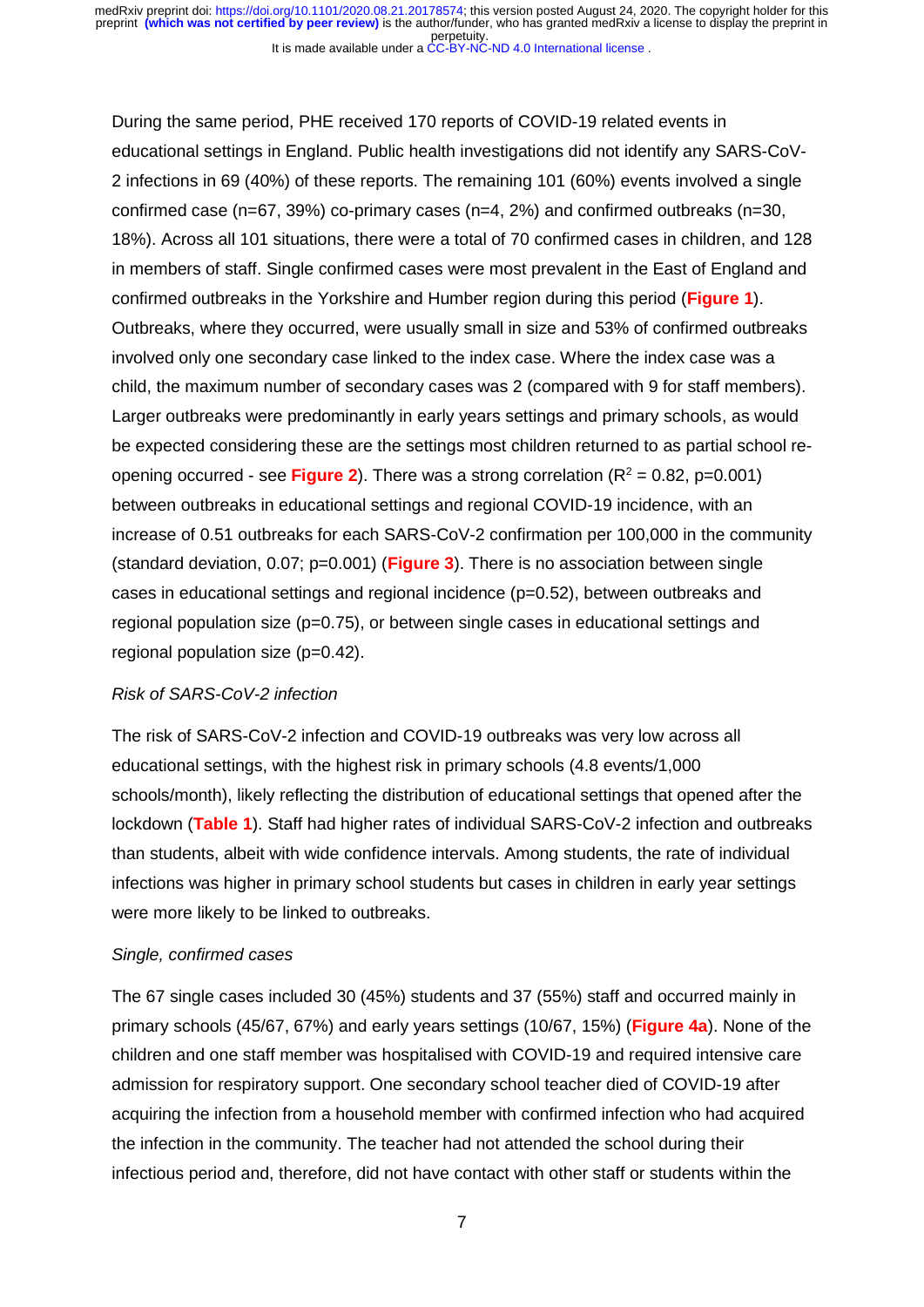During the same period, PHE received 170 reports of COVID-19 related events in educational settings in England. Public health investigations did not identify any SARS-CoV-2 infections in 69 (40%) of these reports. The remaining 101 (60%) events involved a single confirmed case (n=67, 39%) co-primary cases (n=4, 2%) and confirmed outbreaks (n=30, 18%). Across all 101 situations, there were a total of 70 confirmed cases in children, and 128 in members of staff. Single confirmed cases were most prevalent in the East of England and confirmed outbreaks in the Yorkshire and Humber region during this period (**Figure 1**). Outbreaks, where they occurred, were usually small in size and 53% of confirmed outbreaks involved only one secondary case linked to the index case. Where the index case was a child, the maximum number of secondary cases was 2 (compared with 9 for staff members). Larger outbreaks were predominantly in early years settings and primary schools, as would be expected considering these are the settings most children returned to as partial school re-opening occurred - see **Figure 2**). There was a strong correlation ($R^2 = 0.82$, $p=0.001$) between outbreaks in educational settings and regional COVID-19 incidence, with an increase of 0.51 outbreaks for each SARS-CoV-2 confirmation per 100,000 in the community (standard deviation, 0.07; $p=0.001$) (**Figure 3**). There is no association between single cases in educational settings and regional incidence ($p=0.52$), between outbreaks and regional population size ($p=0.75$), or between single cases in educational settings and regional population size ($p=0.42$).

*Risk of SARS-CoV-2 infection*

The risk of SARS-CoV-2 infection and COVID-19 outbreaks was very low across all educational settings, with the highest risk in primary schools (4.8 events/1,000 schools/month), likely reflecting the distribution of educational settings that opened after the lockdown (**Table 1**). Staff had higher rates of individual SARS-CoV-2 infection and outbreaks than students, albeit with wide confidence intervals. Among students, the rate of individual infections was higher in primary school students but cases in children in early year settings were more likely to be linked to outbreaks.

*Single, confirmed cases*

The 67 single cases included 30 (45%) students and 37 (55%) staff and occurred mainly in primary schools (45/67, 67%) and early years settings (10/67, 15%) (**Figure 4a**). None of the children and one staff member was hospitalised with COVID-19 and required intensive care admission for respiratory support. One secondary school teacher died of COVID-19 after acquiring the infection from a household member with confirmed infection who had acquired the infection in the community. The teacher had not attended the school during their infectious period and, therefore, did not have contact with other staff or students within the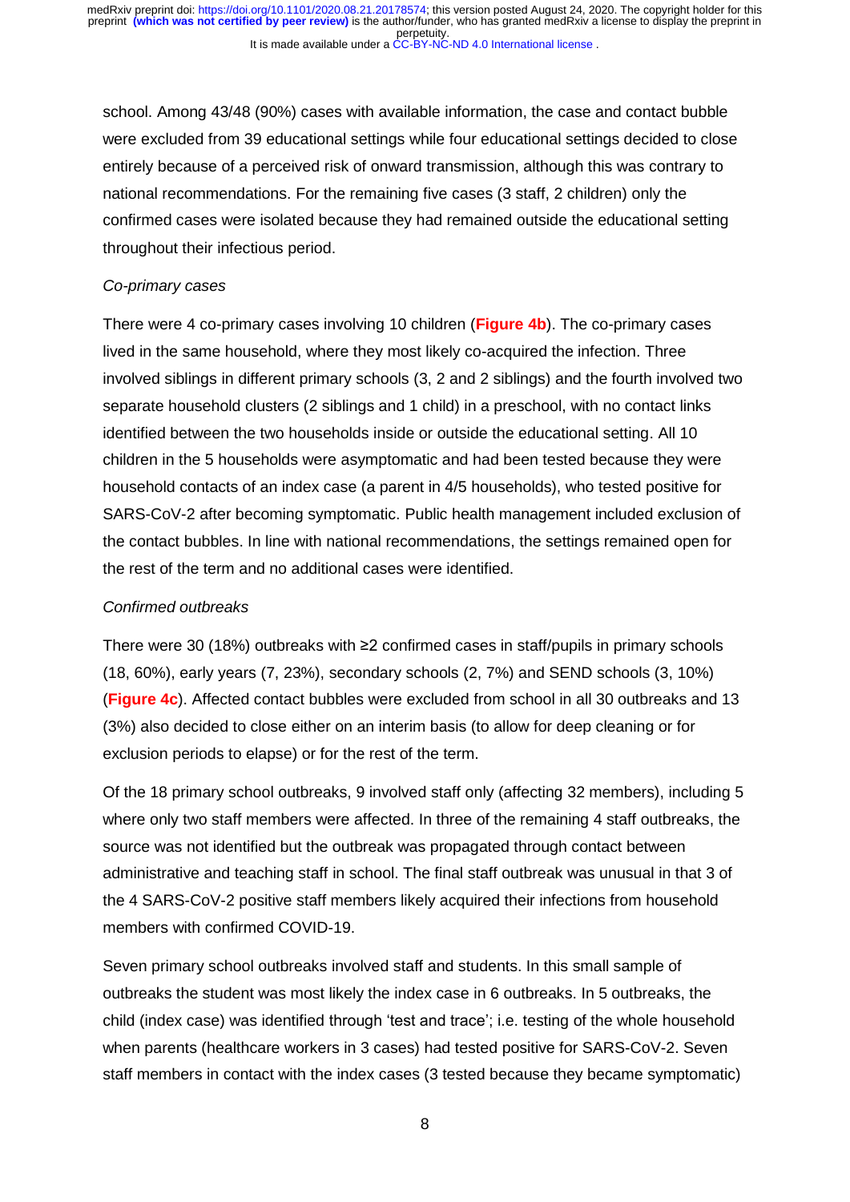school. Among 43/48 (90%) cases with available information, the case and contact bubble were excluded from 39 educational settings while four educational settings decided to close entirely because of a perceived risk of onward transmission, although this was contrary to national recommendations. For the remaining five cases (3 staff, 2 children) only the confirmed cases were isolated because they had remained outside the educational setting throughout their infectious period.

*Co-primary cases*

There were 4 co-primary cases involving 10 children (**Figure 4b**). The co-primary cases lived in the same household, where they most likely co-acquired the infection. Three involved siblings in different primary schools (3, 2 and 2 siblings) and the fourth involved two separate household clusters (2 siblings and 1 child) in a preschool, with no contact links identified between the two households inside or outside the educational setting. All 10 children in the 5 households were asymptomatic and had been tested because they were household contacts of an index case (a parent in 4/5 households), who tested positive for SARS-CoV-2 after becoming symptomatic. Public health management included exclusion of the contact bubbles. In line with national recommendations, the settings remained open for the rest of the term and no additional cases were identified.

*Confirmed outbreaks*

There were 30 (18%) outbreaks with ≥2 confirmed cases in staff/pupils in primary schools (18, 60%), early years (7, 23%), secondary schools (2, 7%) and SEND schools (3, 10%) (**Figure 4c**). Affected contact bubbles were excluded from school in all 30 outbreaks and 13 (3%) also decided to close either on an interim basis (to allow for deep cleaning or for exclusion periods to elapse) or for the rest of the term.

Of the 18 primary school outbreaks, 9 involved staff only (affecting 32 members), including 5 where only two staff members were affected. In three of the remaining 4 staff outbreaks, the source was not identified but the outbreak was propagated through contact between administrative and teaching staff in school. The final staff outbreak was unusual in that 3 of the 4 SARS-CoV-2 positive staff members likely acquired their infections from household members with confirmed COVID-19.

Seven primary school outbreaks involved staff and students. In this small sample of outbreaks the student was most likely the index case in 6 outbreaks. In 5 outbreaks, the child (index case) was identified through 'test and trace'; i.e. testing of the whole household when parents (healthcare workers in 3 cases) had tested positive for SARS-CoV-2. Seven staff members in contact with the index cases (3 tested because they became symptomatic)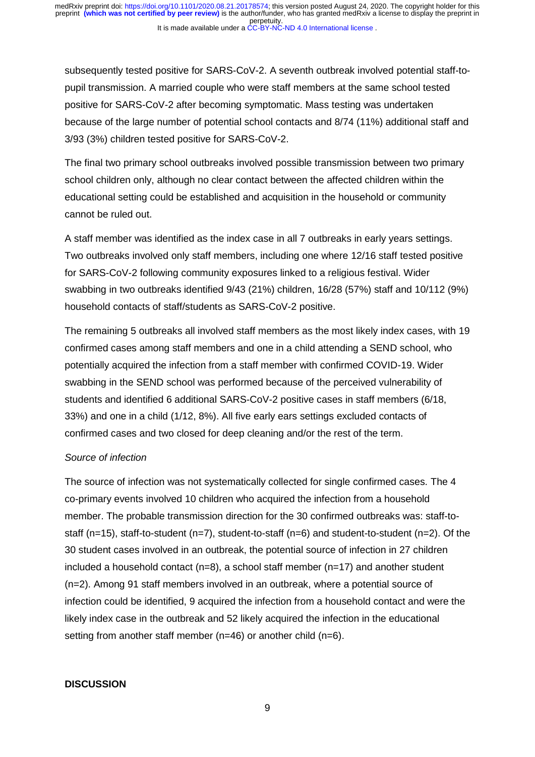subsequently tested positive for SARS-CoV-2. A seventh outbreak involved potential staff-to-pupil transmission. A married couple who were staff members at the same school tested positive for SARS-CoV-2 after becoming symptomatic. Mass testing was undertaken because of the large number of potential school contacts and 8/74 (11%) additional staff and 3/93 (3%) children tested positive for SARS-CoV-2.

The final two primary school outbreaks involved possible transmission between two primary school children only, although no clear contact between the affected children within the educational setting could be established and acquisition in the household or community cannot be ruled out.

A staff member was identified as the index case in all 7 outbreaks in early years settings. Two outbreaks involved only staff members, including one where 12/16 staff tested positive for SARS-CoV-2 following community exposures linked to a religious festival. Wider swabbing in two outbreaks identified 9/43 (21%) children, 16/28 (57%) staff and 10/112 (9%) household contacts of staff/students as SARS-CoV-2 positive.

The remaining 5 outbreaks all involved staff members as the most likely index cases, with 19 confirmed cases among staff members and one in a child attending a SEND school, who potentially acquired the infection from a staff member with confirmed COVID-19. Wider swabbing in the SEND school was performed because of the perceived vulnerability of students and identified 6 additional SARS-CoV-2 positive cases in staff members (6/18, 33%) and one in a child (1/12, 8%). All five early ears settings excluded contacts of confirmed cases and two closed for deep cleaning and/or the rest of the term.

*Source of infection*

The source of infection was not systematically collected for single confirmed cases. The 4 co-primary events involved 10 children who acquired the infection from a household member. The probable transmission direction for the 30 confirmed outbreaks was: staff-to-staff (n=15), staff-to-student (n=7), student-to-staff (n=6) and student-to-student (n=2). Of the 30 student cases involved in an outbreak, the potential source of infection in 27 children included a household contact (n=8), a school staff member (n=17) and another student (n=2). Among 91 staff members involved in an outbreak, where a potential source of infection could be identified, 9 acquired the infection from a household contact and were the likely index case in the outbreak and 52 likely acquired the infection in the educational setting from another staff member (n=46) or another child (n=6).

**DISCUSSION**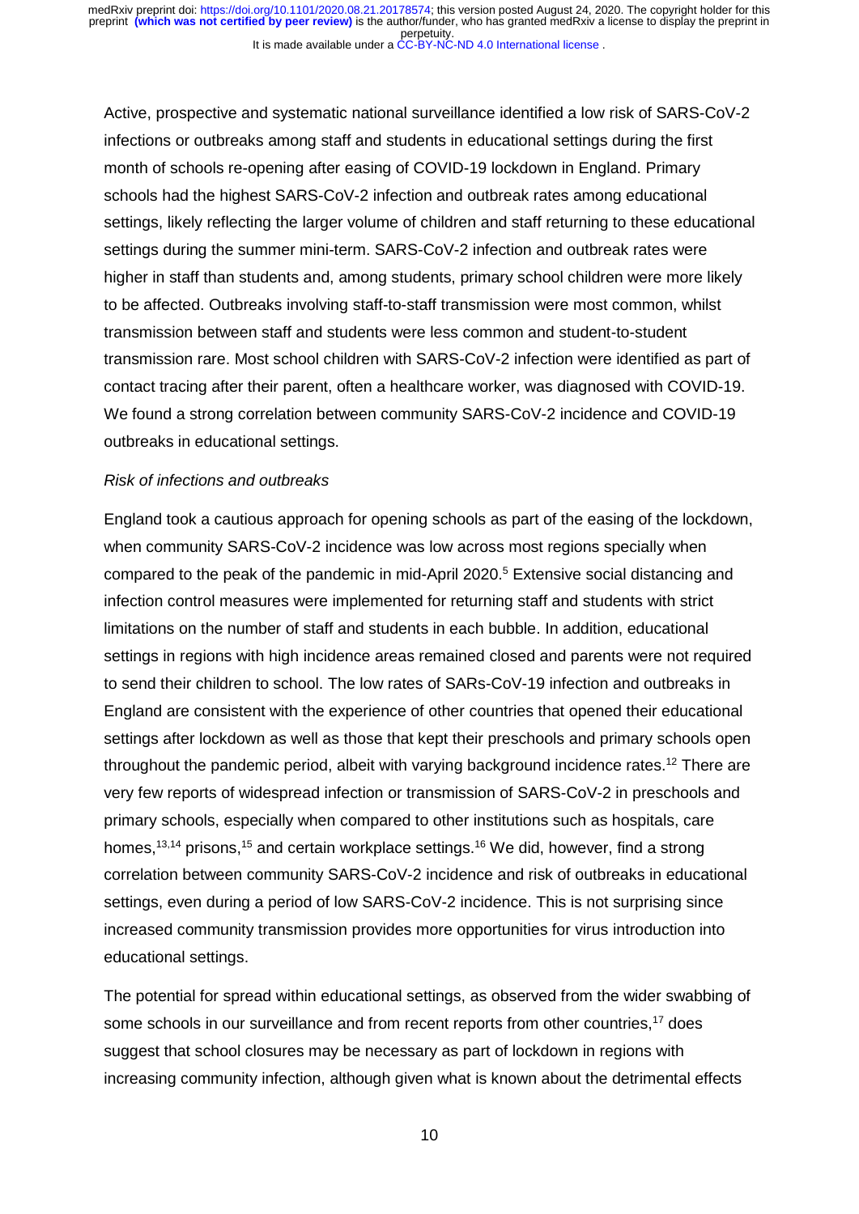Active, prospective and systematic national surveillance identified a low risk of SARS-CoV-2 infections or outbreaks among staff and students in educational settings during the first month of schools re-opening after easing of COVID-19 lockdown in England. Primary schools had the highest SARS-CoV-2 infection and outbreak rates among educational settings, likely reflecting the larger volume of children and staff returning to these educational settings during the summer mini-term. SARS-CoV-2 infection and outbreak rates were higher in staff than students and, among students, primary school children were more likely to be affected. Outbreaks involving staff-to-staff transmission were most common, whilst transmission between staff and students were less common and student-to-student transmission rare. Most school children with SARS-CoV-2 infection were identified as part of contact tracing after their parent, often a healthcare worker, was diagnosed with COVID-19. We found a strong correlation between community SARS-CoV-2 incidence and COVID-19 outbreaks in educational settings.

*Risk of infections and outbreaks*

England took a cautious approach for opening schools as part of the easing of the lockdown, when community SARS-CoV-2 incidence was low across most regions specially when compared to the peak of the pandemic in mid-April 2020.[5] Extensive social distancing and infection control measures were implemented for returning staff and students with strict limitations on the number of staff and students in each bubble. In addition, educational settings in regions with high incidence areas remained closed and parents were not required to send their children to school. The low rates of SARs-CoV-19 infection and outbreaks in England are consistent with the experience of other countries that opened their educational settings after lockdown as well as those that kept their preschools and primary schools open throughout the pandemic period, albeit with varying background incidence rates.[12] There are very few reports of widespread infection or transmission of SARS-CoV-2 in preschools and primary schools, especially when compared to other institutions such as hospitals, care homes,[13,14] prisons,[15] and certain workplace settings.[16] We did, however, find a strong correlation between community SARS-CoV-2 incidence and risk of outbreaks in educational settings, even during a period of low SARS-CoV-2 incidence. This is not surprising since increased community transmission provides more opportunities for virus introduction into educational settings.

The potential for spread within educational settings, as observed from the wider swabbing of some schools in our surveillance and from recent reports from other countries,[17] does suggest that school closures may be necessary as part of lockdown in regions with increasing community infection, although given what is known about the detrimental effects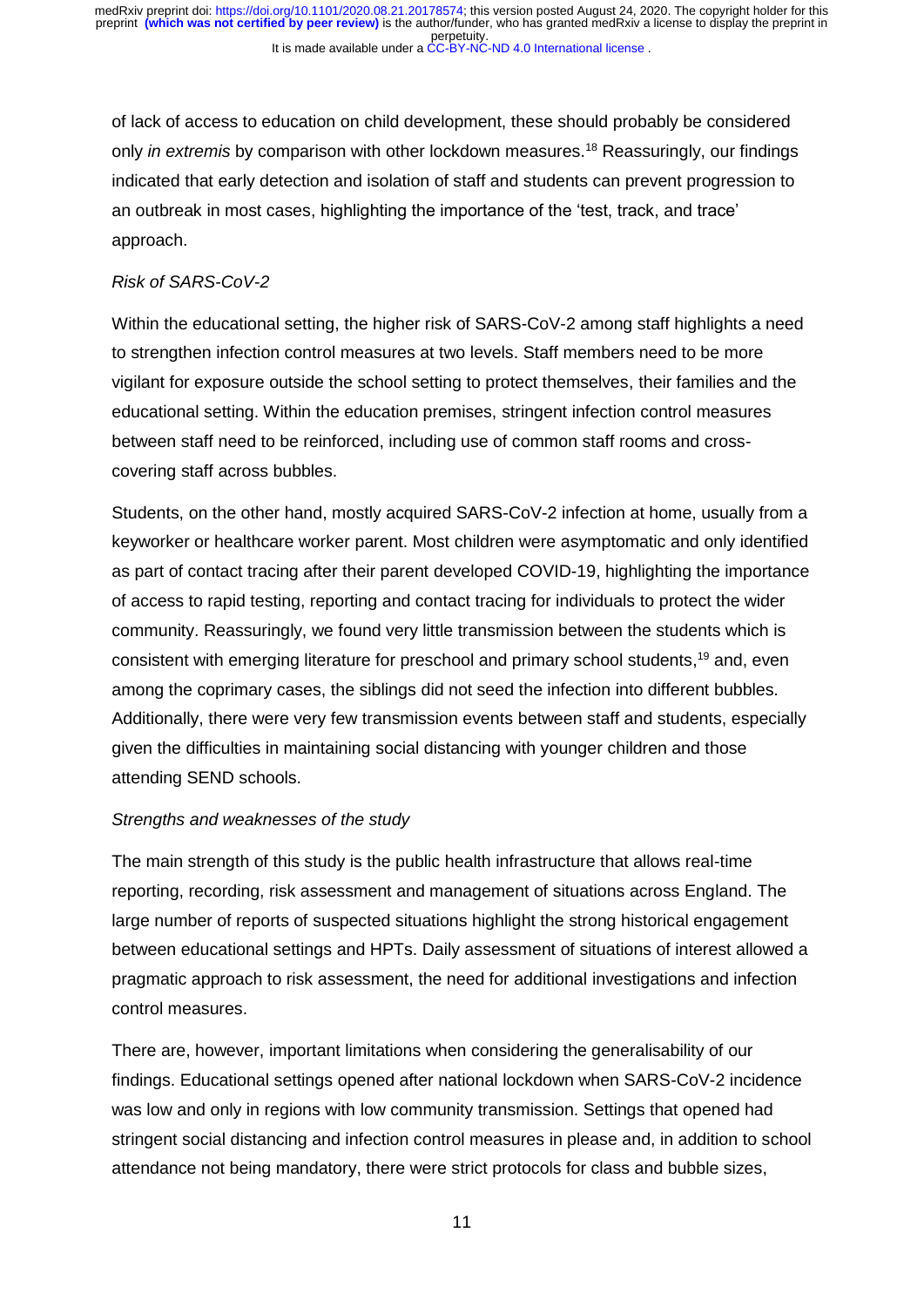of lack of access to education on child development, these should probably be considered only *in extremis* by comparison with other lockdown measures.[18] Reassuringly, our findings indicated that early detection and isolation of staff and students can prevent progression to an outbreak in most cases, highlighting the importance of the 'test, track, and trace' approach.

*Risk of SARS-CoV-2*

Within the educational setting, the higher risk of SARS-CoV-2 among staff highlights a need to strengthen infection control measures at two levels. Staff members need to be more vigilant for exposure outside the school setting to protect themselves, their families and the educational setting. Within the education premises, stringent infection control measures between staff need to be reinforced, including use of common staff rooms and cross-covering staff across bubbles.

Students, on the other hand, mostly acquired SARS-CoV-2 infection at home, usually from a keyworker or healthcare worker parent. Most children were asymptomatic and only identified as part of contact tracing after their parent developed COVID-19, highlighting the importance of access to rapid testing, reporting and contact tracing for individuals to protect the wider community. Reassuringly, we found very little transmission between the students which is consistent with emerging literature for preschool and primary school students,[19] and, even among the coprimary cases, the siblings did not seed the infection into different bubbles. Additionally, there were very few transmission events between staff and students, especially given the difficulties in maintaining social distancing with younger children and those attending SEND schools.

*Strengths and weaknesses of the study*

The main strength of this study is the public health infrastructure that allows real-time reporting, recording, risk assessment and management of situations across England. The large number of reports of suspected situations highlight the strong historical engagement between educational settings and HPTs. Daily assessment of situations of interest allowed a pragmatic approach to risk assessment, the need for additional investigations and infection control measures.

There are, however, important limitations when considering the generalisability of our findings. Educational settings opened after national lockdown when SARS-CoV-2 incidence was low and only in regions with low community transmission. Settings that opened had stringent social distancing and infection control measures in please and, in addition to school attendance not being mandatory, there were strict protocols for class and bubble sizes,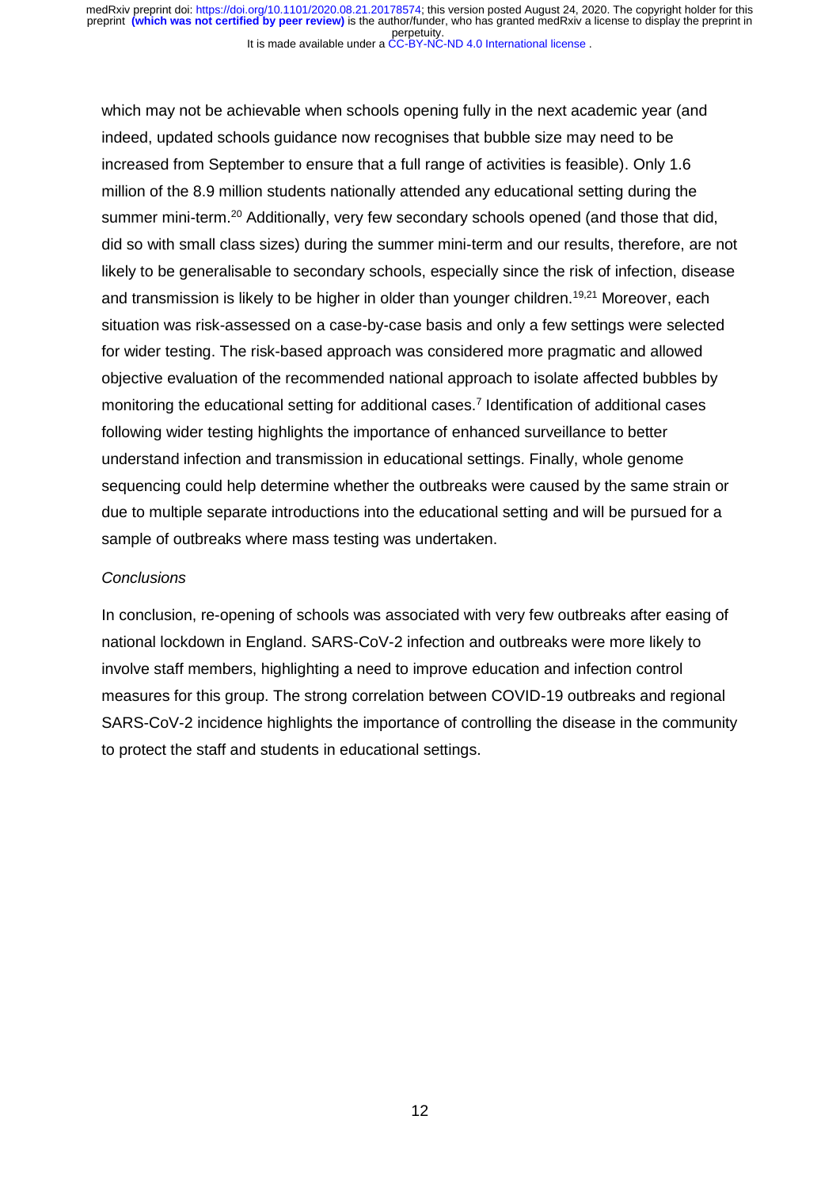which may not be achievable when schools opening fully in the next academic year (and indeed, updated schools guidance now recognises that bubble size may need to be increased from September to ensure that a full range of activities is feasible). Only 1.6 million of the 8.9 million students nationally attended any educational setting during the summer mini-term.[20] Additionally, very few secondary schools opened (and those that did, did so with small class sizes) during the summer mini-term and our results, therefore, are not likely to be generalisable to secondary schools, especially since the risk of infection, disease and transmission is likely to be higher in older than younger children.[19,21] Moreover, each situation was risk-assessed on a case-by-case basis and only a few settings were selected for wider testing. The risk-based approach was considered more pragmatic and allowed objective evaluation of the recommended national approach to isolate affected bubbles by monitoring the educational setting for additional cases.[7] Identification of additional cases following wider testing highlights the importance of enhanced surveillance to better understand infection and transmission in educational settings. Finally, whole genome sequencing could help determine whether the outbreaks were caused by the same strain or due to multiple separate introductions into the educational setting and will be pursued for a sample of outbreaks where mass testing was undertaken.

*Conclusions*

In conclusion, re-opening of schools was associated with very few outbreaks after easing of national lockdown in England. SARS-CoV-2 infection and outbreaks were more likely to involve staff members, highlighting a need to improve education and infection control measures for this group. The strong correlation between COVID-19 outbreaks and regional SARS-CoV-2 incidence highlights the importance of controlling the disease in the community to protect the staff and students in educational settings.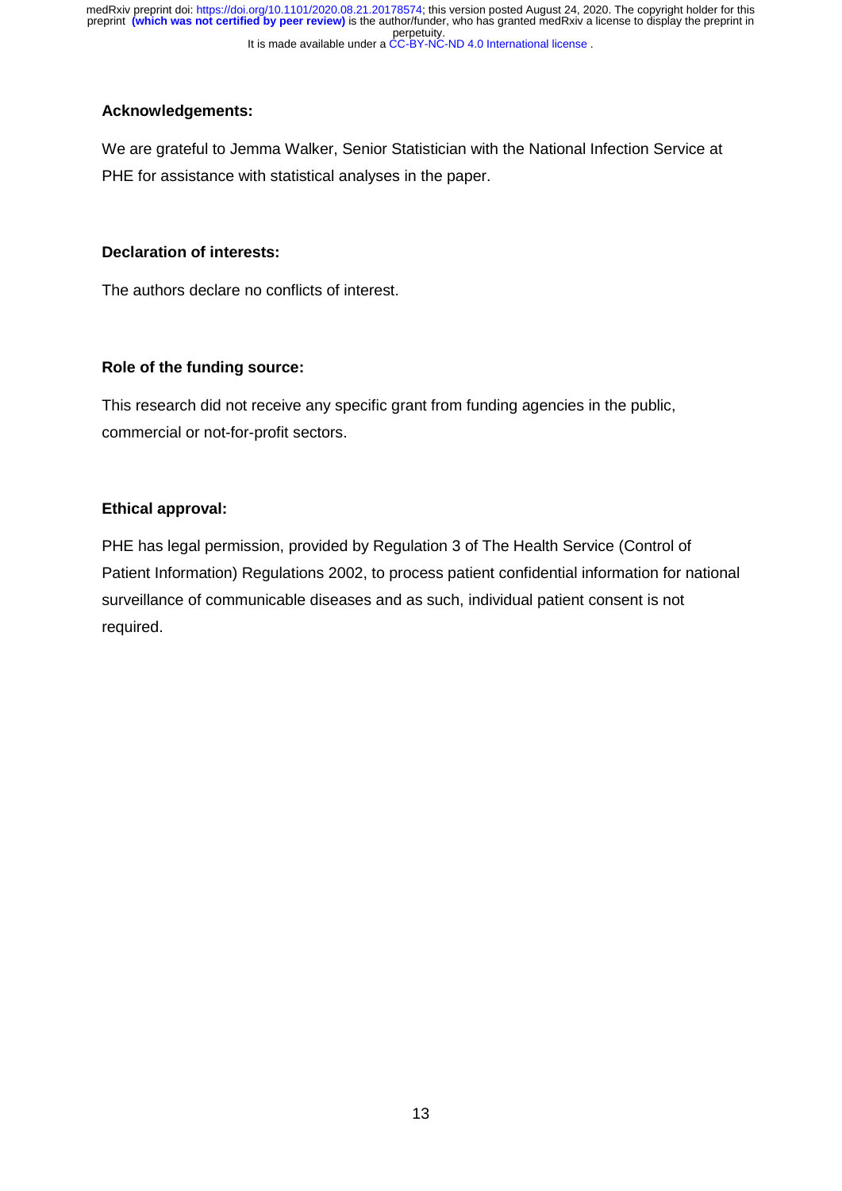**Acknowledgements:**

We are grateful to Jemma Walker, Senior Statistician with the National Infection Service at PHE for assistance with statistical analyses in the paper.

**Declaration of interests:**

The authors declare no conflicts of interest.

**Role of the funding source:**

This research did not receive any specific grant from funding agencies in the public, commercial or not-for-profit sectors.

**Ethical approval:**

PHE has legal permission, provided by Regulation 3 of The Health Service (Control of Patient Information) Regulations 2002, to process patient confidential information for national surveillance of communicable diseases and as such, individual patient consent is not required.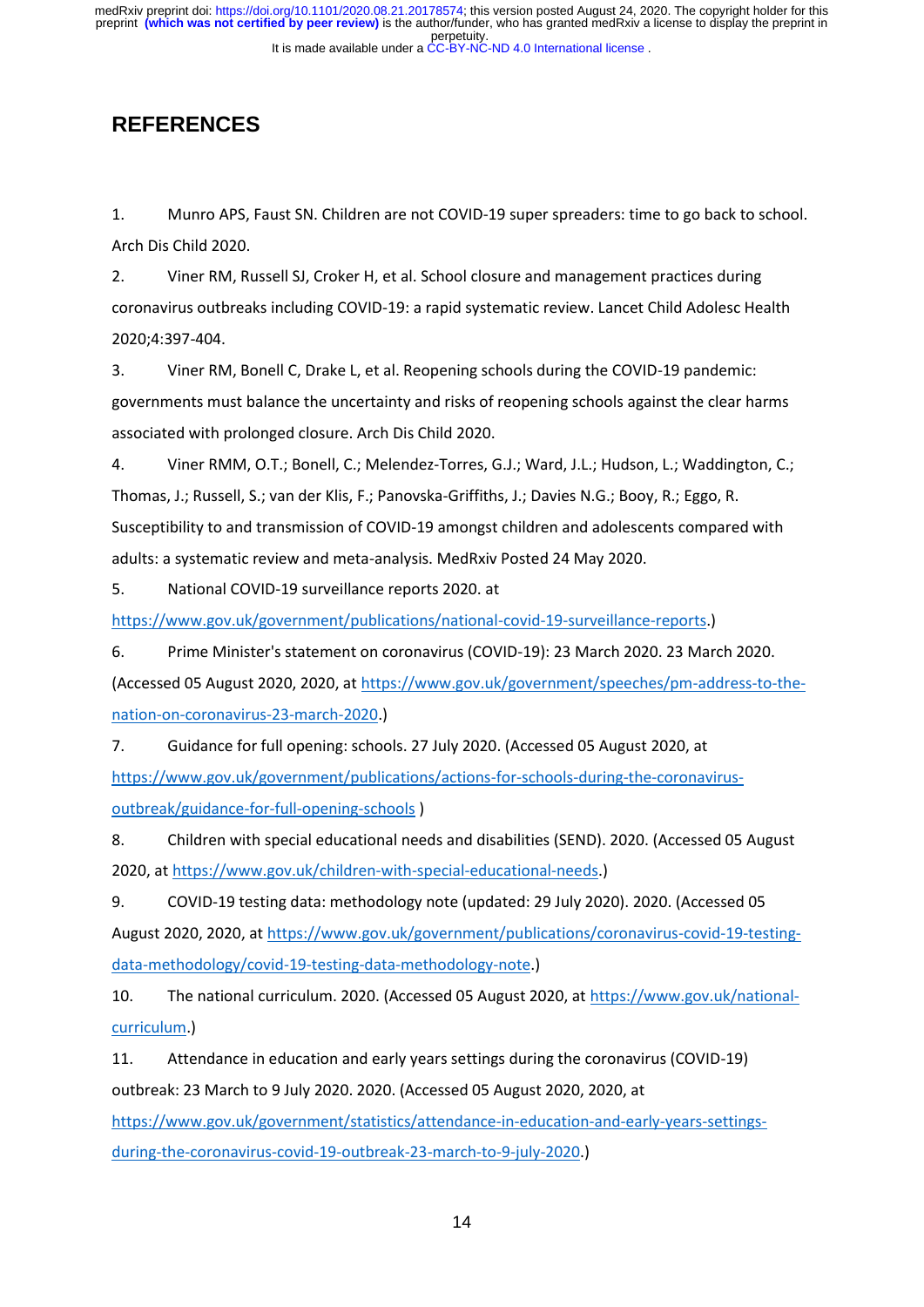## REFERENCES

1. Munro APS, Faust SN. Children are not COVID-19 super spreaders: time to go back to school. Arch Dis Child 2020.

2. Viner RM, Russell SJ, Croker H, et al. School closure and management practices during coronavirus outbreaks including COVID-19: a rapid systematic review. Lancet Child Adolesc Health 2020;4:397-404.

3. Viner RM, Bonell C, Drake L, et al. Reopening schools during the COVID-19 pandemic: governments must balance the uncertainty and risks of reopening schools against the clear harms associated with prolonged closure. Arch Dis Child 2020.

4. Viner RMM, O.T.; Bonell, C.; Melendez-Torres, G.J.; Ward, J.L.; Hudson, L.; Waddington, C.; Thomas, J.; Russell, S.; van der Klis, F.; Panovska-Griffiths, J.; Davies N.G.; Booy, R.; Eggo, R. Susceptibility to and transmission of COVID-19 amongst children and adolescents compared with adults: a systematic review and meta-analysis. MedRxiv Posted 24 May 2020.

5. National COVID-19 surveillance reports 2020. at https://www.gov.uk/government/publications/national-covid-19-surveillance-reports.)

6. Prime Minister's statement on coronavirus (COVID-19): 23 March 2020. 23 March 2020. (Accessed 05 August 2020, 2020, at https://www.gov.uk/government/speeches/pm-address-to-the-nation-on-coronavirus-23-march-2020.)

7. Guidance for full opening: schools. 27 July 2020. (Accessed 05 August 2020, at https://www.gov.uk/government/publications/actions-for-schools-during-the-coronavirus-outbreak/guidance-for-full-opening-schools )

8. Children with special educational needs and disabilities (SEND). 2020. (Accessed 05 August 2020, at https://www.gov.uk/children-with-special-educational-needs.)

9. COVID-19 testing data: methodology note (updated: 29 July 2020). 2020. (Accessed 05 August 2020, 2020, at https://www.gov.uk/government/publications/coronavirus-covid-19-testing-data-methodology/covid-19-testing-data-methodology-note.)

10. The national curriculum. 2020. (Accessed 05 August 2020, at https://www.gov.uk/national-curriculum.)

11. Attendance in education and early years settings during the coronavirus (COVID-19) outbreak: 23 March to 9 July 2020. 2020. (Accessed 05 August 2020, 2020, at https://www.gov.uk/government/statistics/attendance-in-education-and-early-years-settings-during-the-coronavirus-covid-19-outbreak-23-march-to-9-july-2020.)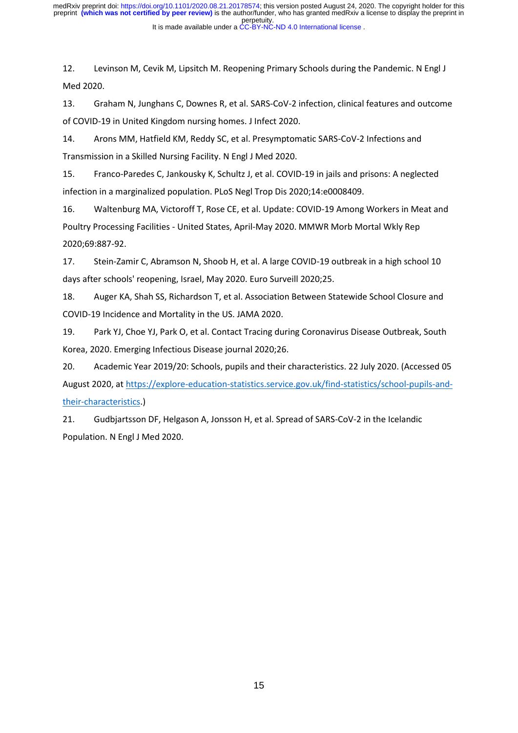12. Levinson M, Cevik M, Lipsitch M. Reopening Primary Schools during the Pandemic. N Engl J Med 2020.

13. Graham N, Junghans C, Downes R, et al. SARS-CoV-2 infection, clinical features and outcome of COVID-19 in United Kingdom nursing homes. J Infect 2020.

14. Arons MM, Hatfield KM, Reddy SC, et al. Presymptomatic SARS-CoV-2 Infections and Transmission in a Skilled Nursing Facility. N Engl J Med 2020.

15. Franco-Paredes C, Jankousky K, Schultz J, et al. COVID-19 in jails and prisons: A neglected infection in a marginalized population. PLoS Negl Trop Dis 2020;14:e0008409.

16. Waltenburg MA, Victoroff T, Rose CE, et al. Update: COVID-19 Among Workers in Meat and Poultry Processing Facilities - United States, April-May 2020. MMWR Morb Mortal Wkly Rep 2020;69:887-92.

17. Stein-Zamir C, Abramson N, Shoob H, et al. A large COVID-19 outbreak in a high school 10 days after schools' reopening, Israel, May 2020. Euro Surveill 2020;25.

18. Auger KA, Shah SS, Richardson T, et al. Association Between Statewide School Closure and COVID-19 Incidence and Mortality in the US. JAMA 2020.

19. Park YJ, Choe YJ, Park O, et al. Contact Tracing during Coronavirus Disease Outbreak, South Korea, 2020. Emerging Infectious Disease journal 2020;26.

20. Academic Year 2019/20: Schools, pupils and their characteristics. 22 July 2020. (Accessed 05 August 2020, at https://explore-education-statistics.service.gov.uk/find-statistics/school-pupils-and-their-characteristics.)

21. Gudbjartsson DF, Helgason A, Jonsson H, et al. Spread of SARS-CoV-2 in the Icelandic Population. N Engl J Med 2020.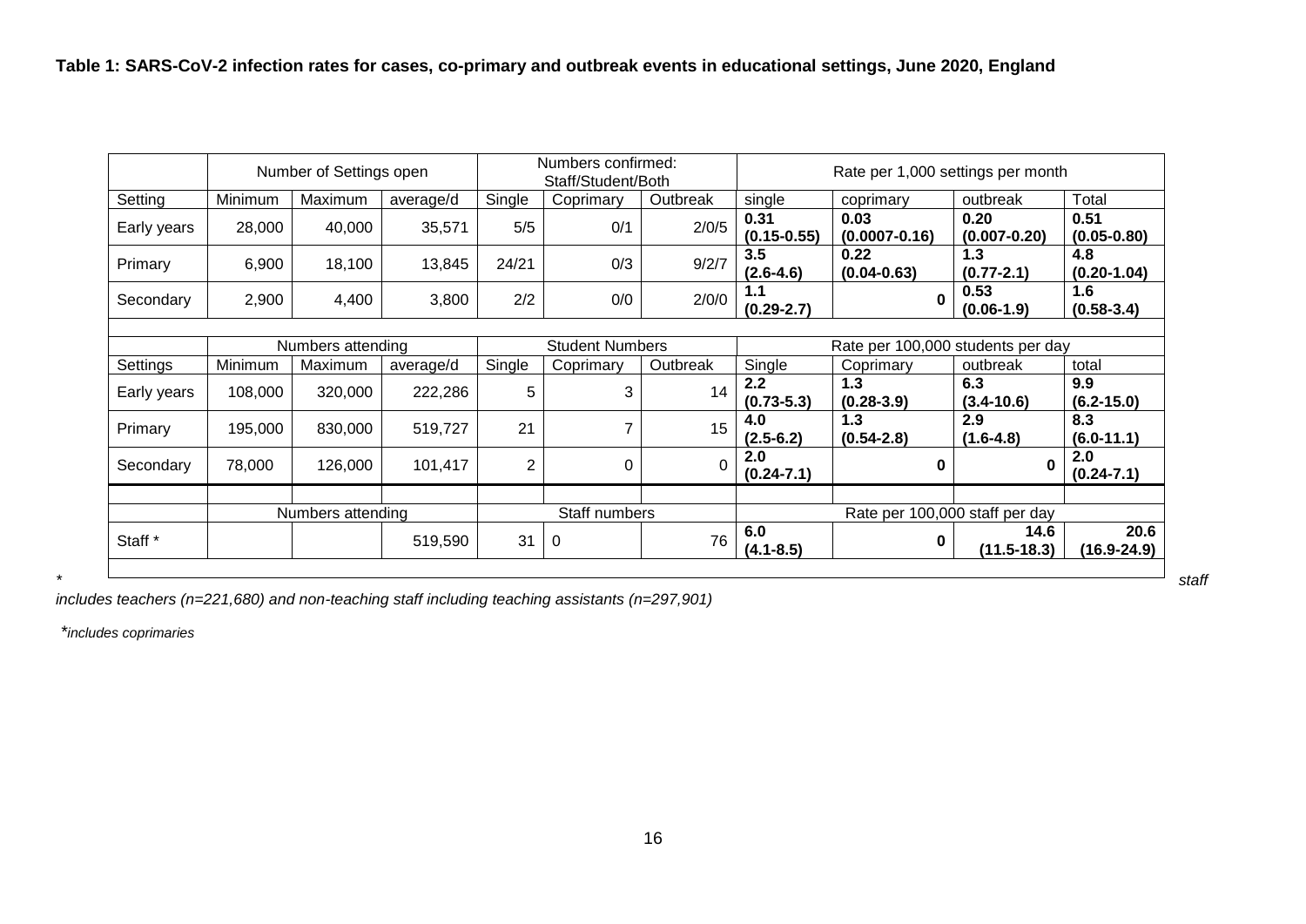**Table 1: SARS-CoV-2 infection rates for cases, co-primary and outbreak events in educational settings, June 2020, England**

| | Number of Settings open | | | Numbers confirmed: Staff/Student/Both | | | Rate per 1,000 settings per month | | | |
|---|---|---|---|---|---|---|---|---|---|---|
| Setting | Minimum | Maximum | average/d | Single | Coprimary | Outbreak | single | coprimary | outbreak | Total |
| Early years | 28,000 | 40,000 | 35,571 | 5/5 | 0/1 | 2/0/5 | **0.31 (0.15-0.55)** | **0.03 (0.0007-0.16)** | **0.20 (0.007-0.20)** | **0.51 (0.05-0.80)** |
| Primary | 6,900 | 18,100 | 13,845 | 24/21 | 0/3 | 9/2/7 | **3.5 (2.6-4.6)** | **0.22 (0.04-0.63)** | **1.3 (0.77-2.1)** | **4.8 (0.20-1.04)** |
| Secondary | 2,900 | 4,400 | 3,800 | 2/2 | 0/0 | 2/0/0 | **1.1 (0.29-2.7)** | **0** | **0.53 (0.06-1.9)** | **1.6 (0.58-3.4)** |
| | | | | | | | | | | |
| | Numbers attending | | | Student Numbers | | | Rate per 100,000 students per day | | | |
| Settings | Minimum | Maximum | average/d | Single | Coprimary | Outbreak | Single | Coprimary | outbreak | total |
| Early years | 108,000 | 320,000 | 222,286 | 5 | 3 | 14 | **2.2 (0.73-5.3)** | **1.3 (0.28-3.9)** | **6.3 (3.4-10.6)** | **9.9 (6.2-15.0)** |
| Primary | 195,000 | 830,000 | 519,727 | 21 | 7 | 15 | **4.0 (2.5-6.2)** | **1.3 (0.54-2.8)** | **2.9 (1.6-4.8)** | **8.3 (6.0-11.1)** |
| Secondary | 78,000 | 126,000 | 101,417 | 2 | 0 | 0 | **2.0 (0.24-7.1)** | **0** | **0** | **2.0 (0.24-7.1)** |
| | | | | | | | | | | |
| | Numbers attending | | | Staff numbers | | | Rate per 100,000 staff per day | | | |
| Staff * | | | 519,590 | 31 | 0 | 76 | **6.0 (4.1-8.5)** | **0** | **14.6 (11.5-18.3)** | **20.6 (16.9-24.9)** |

*\* staff includes teachers (n=221,680) and non-teaching staff including teaching assistants (n=297,901)*

*\*includes coprimaries*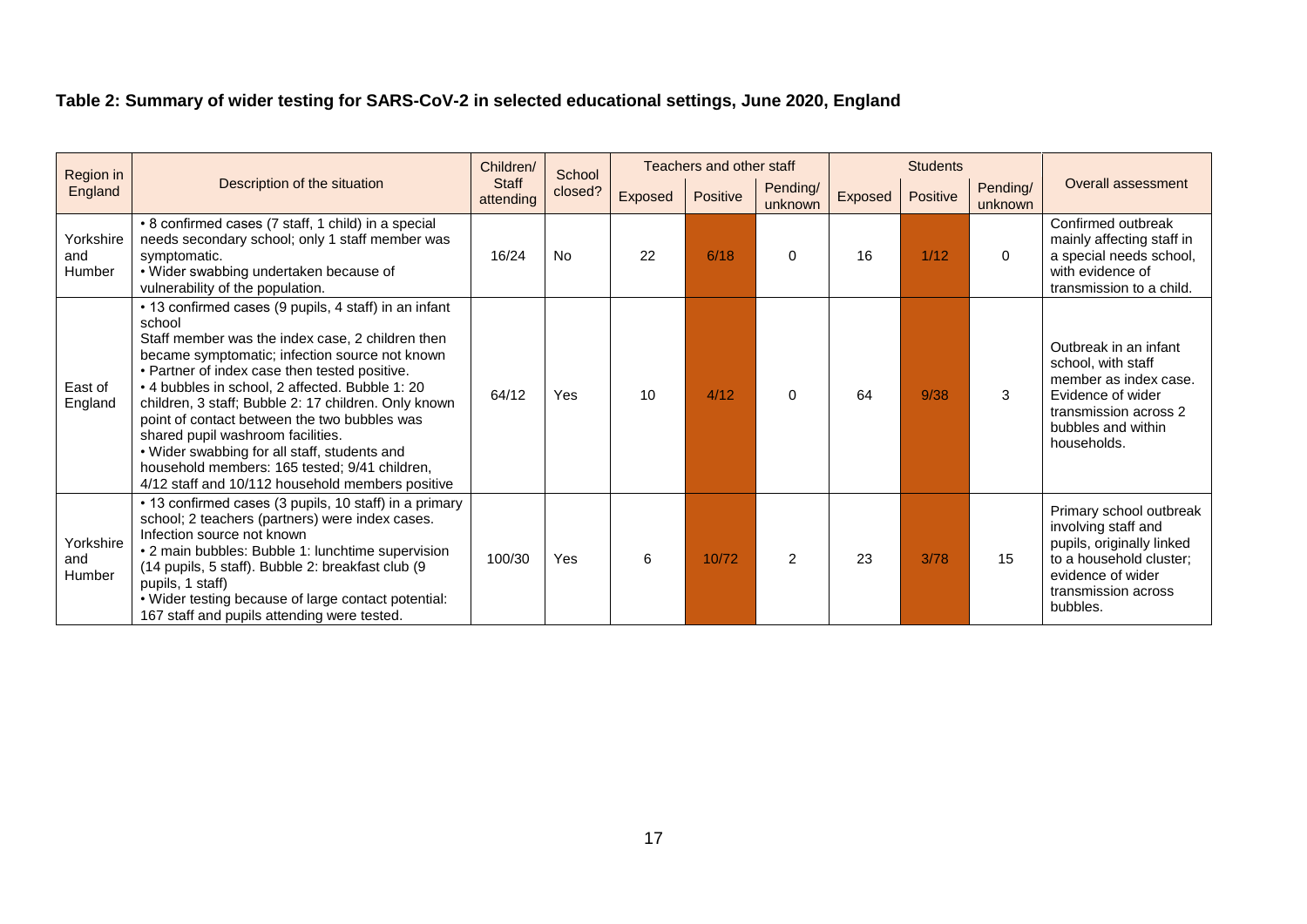**Table 2: Summary of wider testing for SARS-CoV-2 in selected educational settings, June 2020, England**

| Region in England | Description of the situation | Children/ Staff attending | School closed? | Teachers and other staff | | | Students | | | Overall assessment |
|---|---|---|---|---|---|---|---|---|---|---|
| | | | | Exposed | Positive | Pending/ unknown | Exposed | Positive | Pending/ unknown | |
| Yorkshire and Humber | • 8 confirmed cases (7 staff, 1 child) in a special needs secondary school; only 1 staff member was symptomatic.<br>• Wider swabbing undertaken because of vulnerability of the population. | 16/24 | No | 22 | 6/18 | 0 | 16 | 1/12 | 0 | Confirmed outbreak mainly affecting staff in a special needs school, with evidence of transmission to a child. |
| East of England | • 13 confirmed cases (9 pupils, 4 staff) in an infant school<br>Staff member was the index case, 2 children then became symptomatic; infection source not known<br>• Partner of index case then tested positive.<br>• 4 bubbles in school, 2 affected. Bubble 1: 20 children, 3 staff; Bubble 2: 17 children. Only known point of contact between the two bubbles was shared pupil washroom facilities.<br>• Wider swabbing for all staff, students and household members: 165 tested; 9/41 children, 4/12 staff and 10/112 household members positive | 64/12 | Yes | 10 | 4/12 | 0 | 64 | 9/38 | 3 | Outbreak in an infant school, with staff member as index case. Evidence of wider transmission across 2 bubbles and within households. |
| Yorkshire and Humber | • 13 confirmed cases (3 pupils, 10 staff) in a primary school; 2 teachers (partners) were index cases. Infection source not known<br>• 2 main bubbles: Bubble 1: lunchtime supervision (14 pupils, 5 staff). Bubble 2: breakfast club (9 pupils, 1 staff)<br>• Wider testing because of large contact potential: 167 staff and pupils attending were tested. | 100/30 | Yes | 6 | 10/72 | 2 | 23 | 3/78 | 15 | Primary school outbreak involving staff and pupils, originally linked to a household cluster; evidence of wider transmission across bubbles. |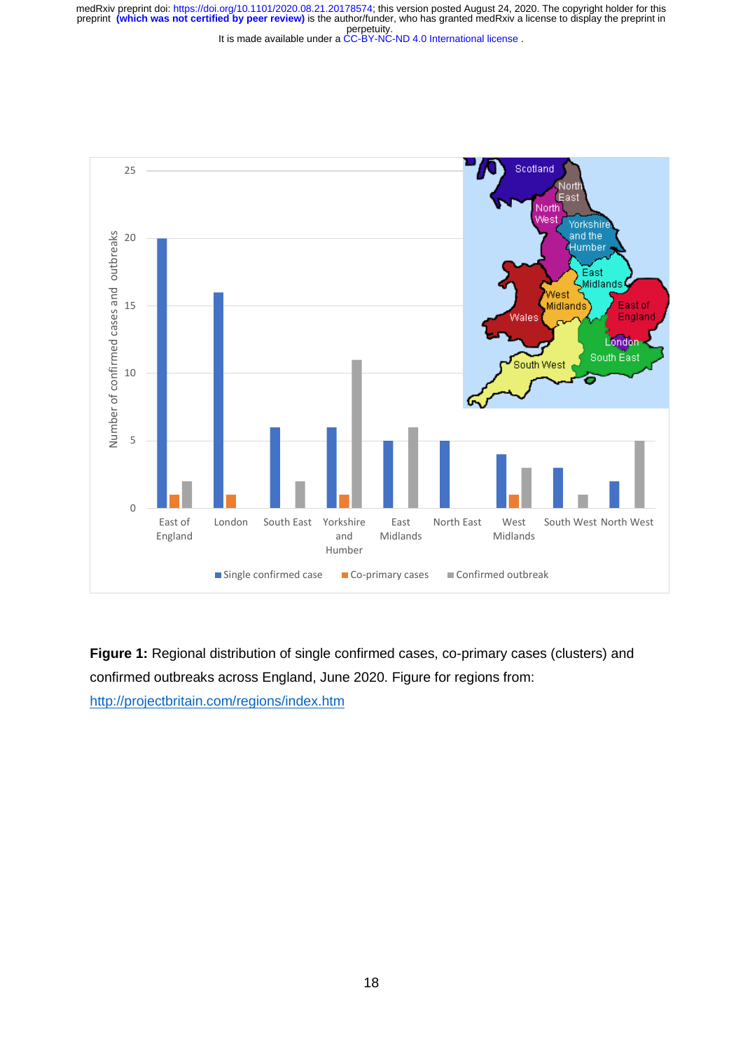**Figure 1:** Regional distribution of single confirmed cases, co-primary cases (clusters) and confirmed outbreaks across England, June 2020. Figure for regions from: http://projectbritain.com/regions/index.htm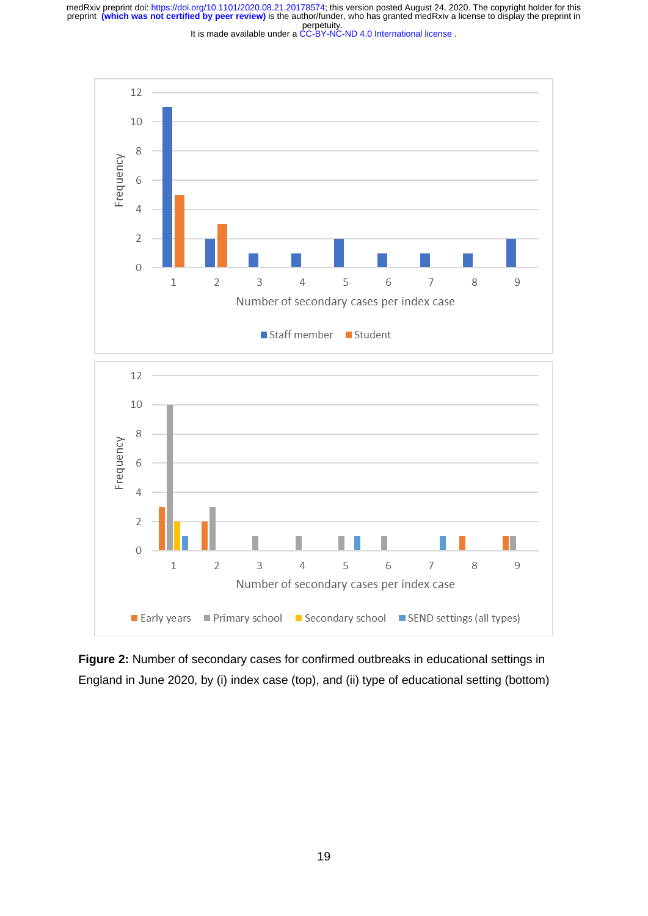**Figure 2:** Number of secondary cases for confirmed outbreaks in educational settings in England in June 2020, by (i) index case (top), and (ii) type of educational setting (bottom)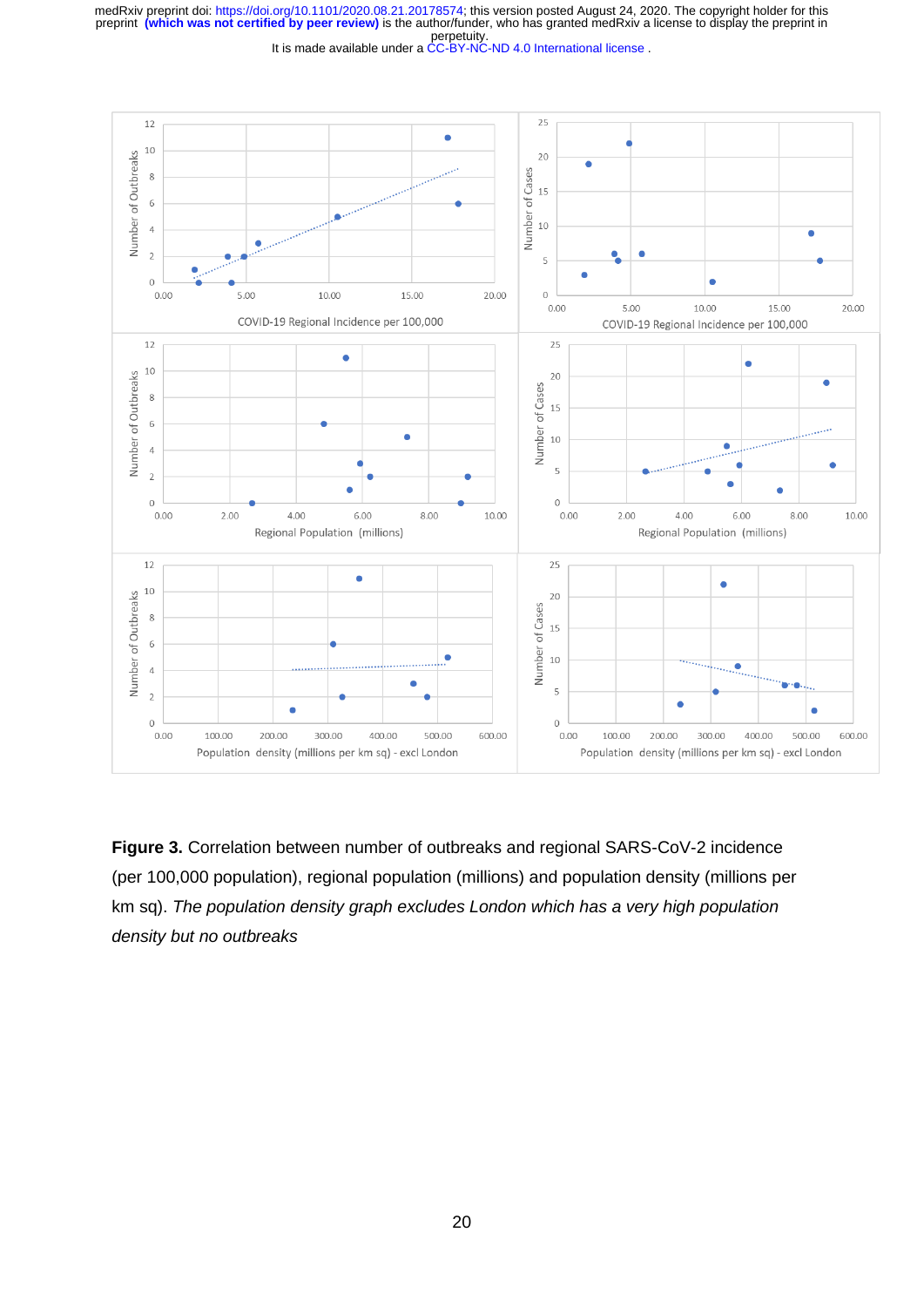**Figure 3.** Correlation between number of outbreaks and regional SARS-CoV-2 incidence (per 100,000 population), regional population (millions) and population density (millions per km sq). *The population density graph excludes London which has a very high population density but no outbreaks*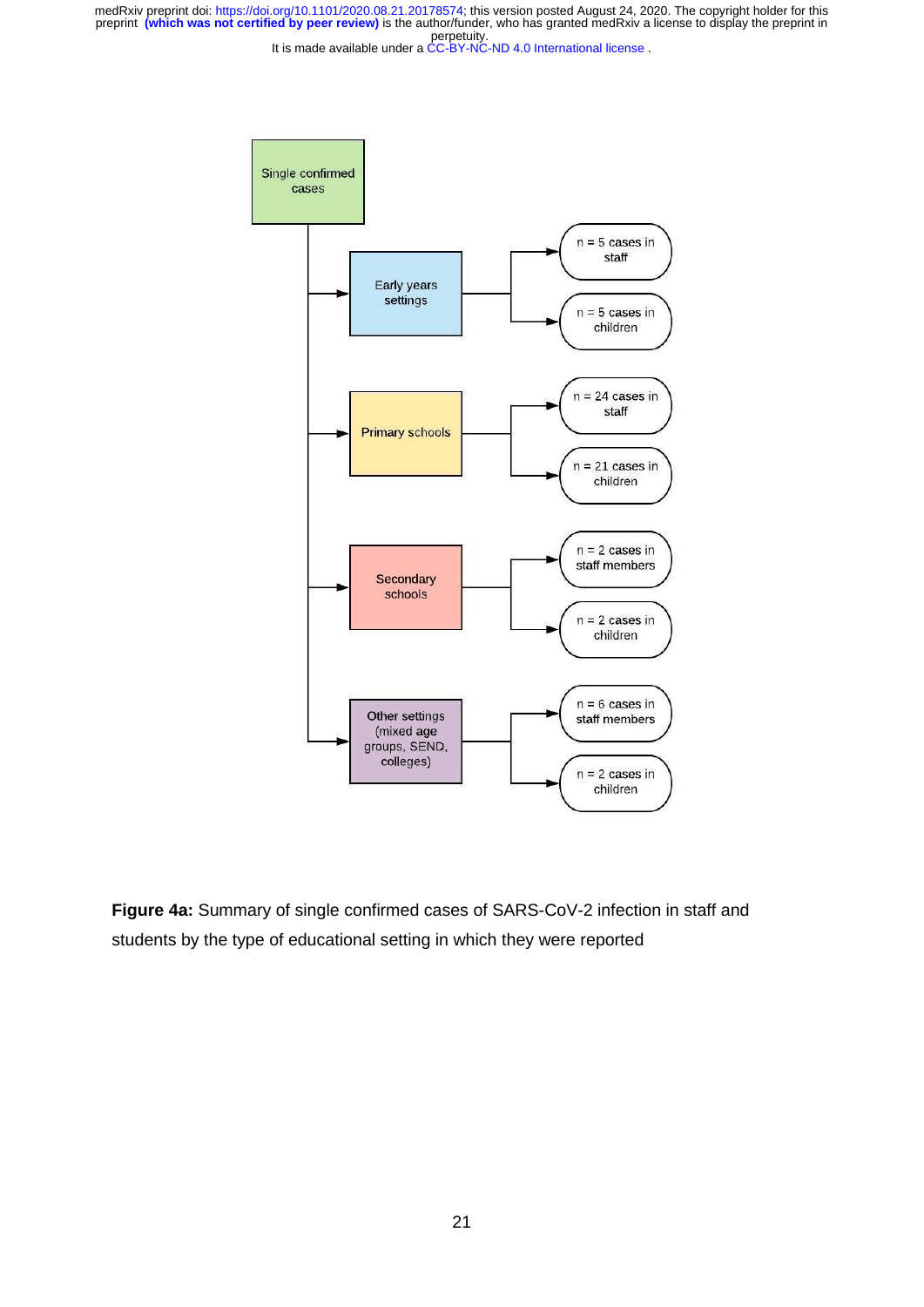Single confirmed cases

- Early years settings
  - n = 5 cases in staff
  - n = 5 cases in children
- Primary schools
  - n = 24 cases in staff
  - n = 21 cases in children
- Secondary schools
  - n = 2 cases in staff members
  - n = 2 cases in children
- Other settings (mixed age groups, SEND, colleges)
  - n = 6 cases in staff members
  - n = 2 cases in children

**Figure 4a:** Summary of single confirmed cases of SARS-CoV-2 infection in staff and students by the type of educational setting in which they were reported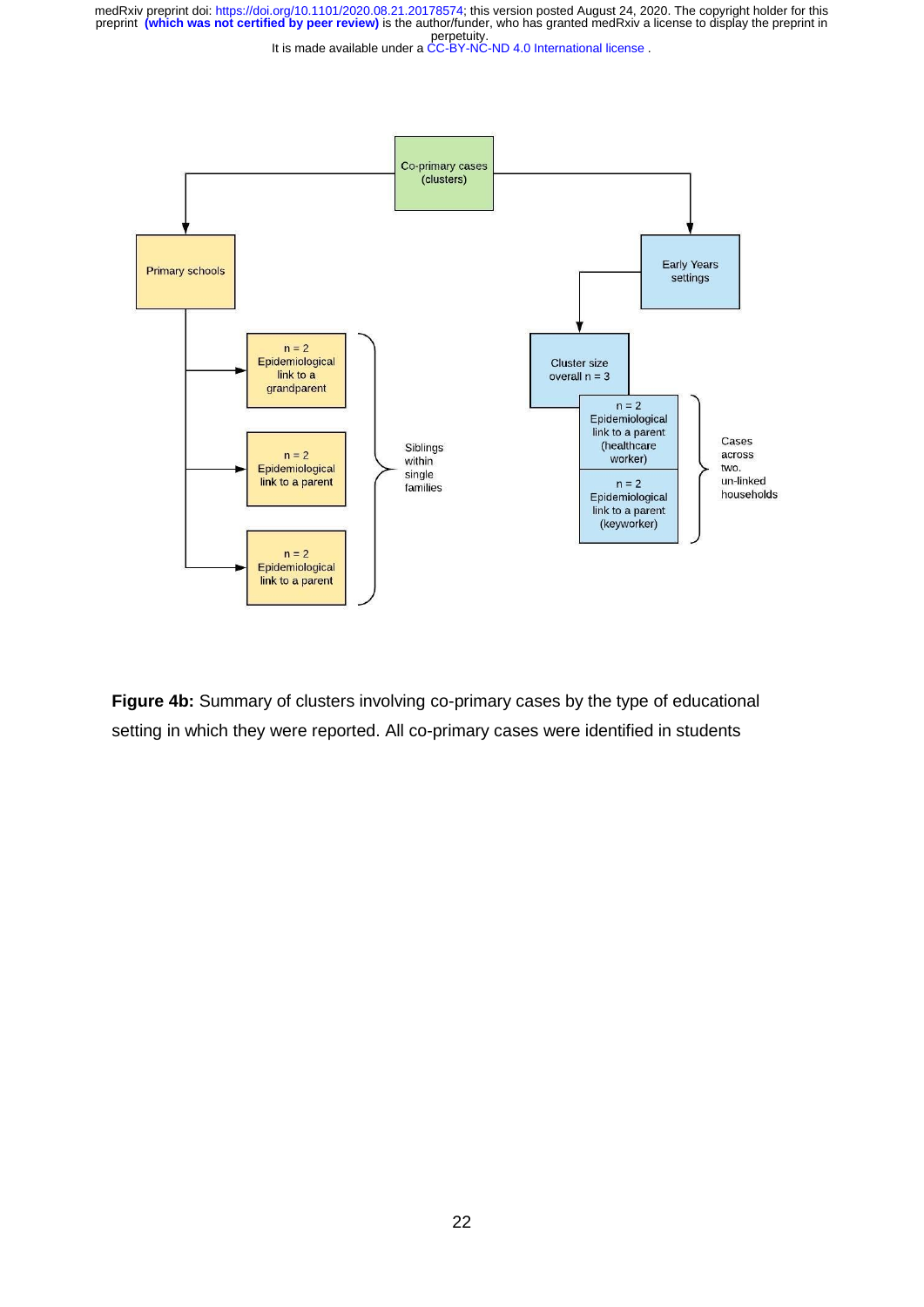Co-primary cases (clusters)

Primary schools

n = 2 Epidemiological link to a grandparent

n = 2 Epidemiological link to a parent

n = 2 Epidemiological link to a parent

Siblings within single families

Early Years settings

Cluster size overall n = 3

n = 2 Epidemiological link to a parent (healthcare worker)

n = 2 Epidemiological link to a parent (keyworker)

Cases across two, un-linked households

**Figure 4b:** Summary of clusters involving co-primary cases by the type of educational setting in which they were reported. All co-primary cases were identified in students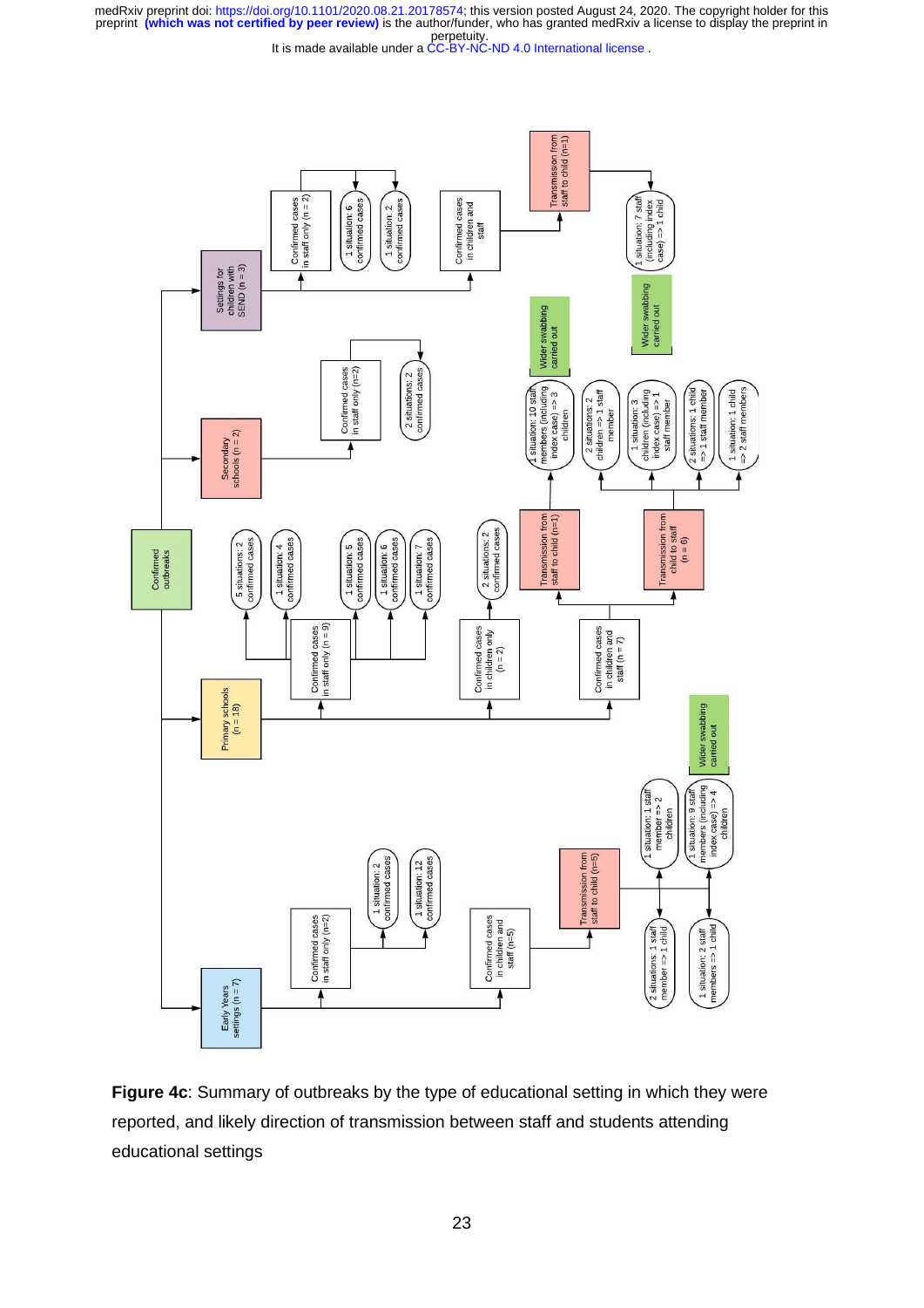Confirmed outbreaks

Early Years settings (n = 7)

Confirmed cases in staff only (n=2)

1 situation: 2 confirmed cases

1 situation: 12 confirmed cases

Confirmed cases in children and staff (n=5)

Transmission from staff to child (n=5)

2 situations: 1 staff member => 1 child

1 situation: 1 staff member => 2 children

1 situation: 2 staff members => 1 child

1 situation: 9 staff members (including index case) => 4 children

Wider swabbing carried out

Primary schools (n = 18)

Confirmed cases in staff only (n = 9)

5 situations: 2 confirmed cases

1 situation: 4 confirmed cases

1 situation: 5 confirmed cases

1 situation: 6 confirmed cases

1 situation: 7 confirmed cases

Confirmed cases in children only (n = 2)

2 situations: 2 confirmed cases

Confirmed cases in children and staff (n = 7)

Transmission from staff to child (n=1)

1 situation: 10 staff members (including index case) => 3 children

Wider swabbing carried out

Transmission from child to staff (n = 6)

2 situations: 2 children => 1 staff member

1 situation: 3 children (including index case) => 1 staff member

2 situations: 1 child => 1 staff member

1 situation: 1 child => 2 staff members

Secondary schools (n = 2)

Confirmed cases in staff only (n=2)

2 situations: 2 confirmed cases

Settings for children with SEND (n = 3)

Confirmed cases in staff only (n = 2)

1 situation: 6 confirmed cases

1 situation: 2 confirmed cases

Confirmed cases in children and staff

Transmission from staff to child (n=1)

1 situation: 7 staff (including index case) => 1 child

Wider swabbing carried out

**Figure 4c**: Summary of outbreaks by the type of educational setting in which they were reported, and likely direction of transmission between staff and students attending educational settings